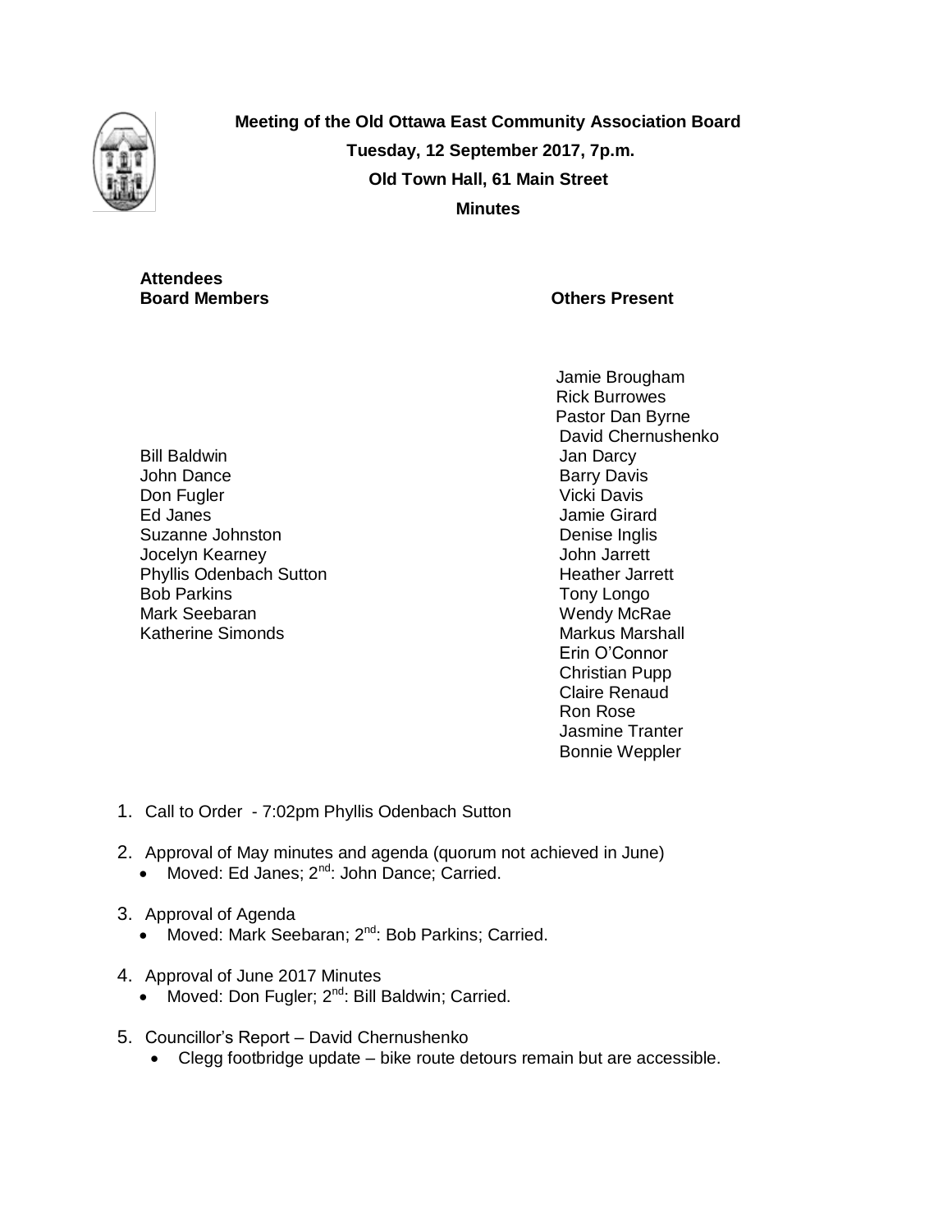**Meeting of the Old Ottawa East Community Association Board**

**Tuesday, 12 September 2017, 7p.m.**

**Old Town Hall, 61 Main Street**

**Minutes**

**Attendees**

| **Board Members** | **Others Present** |
| --- | --- |
| Bill Baldwin | Jamie Brougham |
| John Dance | Rick Burrowes |
| Don Fugler | Pastor Dan Byrne |
| Ed Janes | David Chernushenko |
| Suzanne Johnston | Jan Darcy |
| Jocelyn Kearney | Barry Davis |
| Phyllis Odenbach Sutton | Vicki Davis |
| Bob Parkins | Jamie Girard |
| Mark Seebaran | Denise Inglis |
| Katherine Simonds | John Jarrett |
| | Heather Jarrett |
| | Tony Longo |
| | Wendy McRae |
| | Markus Marshall |
| | Erin O'Connor |
| | Christian Pupp |
| | Claire Renaud |
| | Ron Rose |
| | Jasmine Tranter |
| | Bonnie Weppler |

1. Call to Order - 7:02pm Phyllis Odenbach Sutton
2. Approval of May minutes and agenda (quorum not achieved in June)
   - Moved: Ed Janes; 2nd: John Dance; Carried.
3. Approval of Agenda
   - Moved: Mark Seebaran; 2nd: Bob Parkins; Carried.
4. Approval of June 2017 Minutes
   - Moved: Don Fugler; 2nd: Bill Baldwin; Carried.
5. Councillor's Report – David Chernushenko
   - Clegg footbridge update – bike route detours remain but are accessible.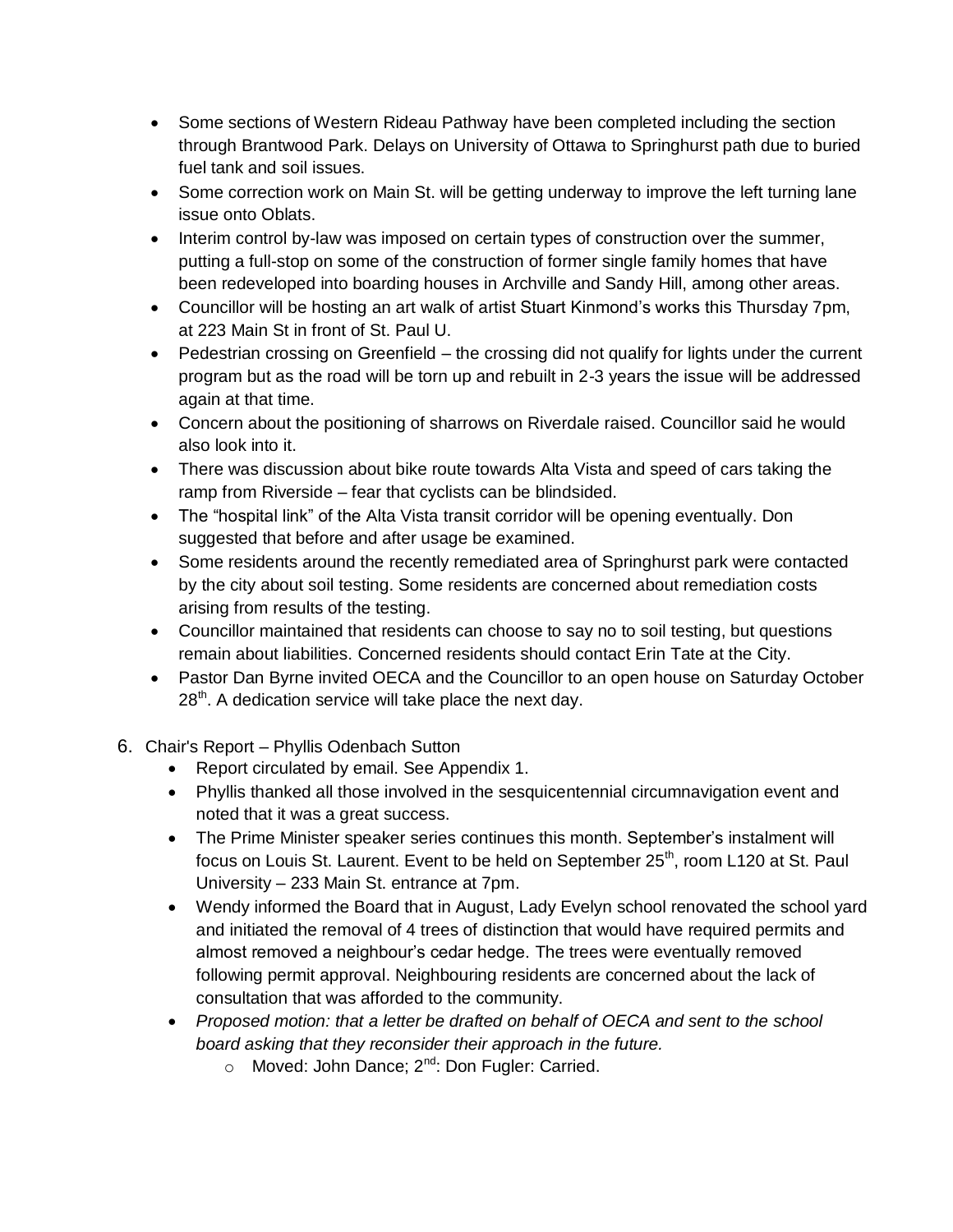- Some sections of Western Rideau Pathway have been completed including the section through Brantwood Park. Delays on University of Ottawa to Springhurst path due to buried fuel tank and soil issues.
- Some correction work on Main St. will be getting underway to improve the left turning lane issue onto Oblats.
- Interim control by-law was imposed on certain types of construction over the summer, putting a full-stop on some of the construction of former single family homes that have been redeveloped into boarding houses in Archville and Sandy Hill, among other areas.
- Councillor will be hosting an art walk of artist Stuart Kinmond's works this Thursday 7pm, at 223 Main St in front of St. Paul U.
- Pedestrian crossing on Greenfield – the crossing did not qualify for lights under the current program but as the road will be torn up and rebuilt in 2-3 years the issue will be addressed again at that time.
- Concern about the positioning of sharrows on Riverdale raised. Councillor said he would also look into it.
- There was discussion about bike route towards Alta Vista and speed of cars taking the ramp from Riverside – fear that cyclists can be blindsided.
- The "hospital link" of the Alta Vista transit corridor will be opening eventually. Don suggested that before and after usage be examined.
- Some residents around the recently remediated area of Springhurst park were contacted by the city about soil testing. Some residents are concerned about remediation costs arising from results of the testing.
- Councillor maintained that residents can choose to say no to soil testing, but questions remain about liabilities. Concerned residents should contact Erin Tate at the City.
- Pastor Dan Byrne invited OECA and the Councillor to an open house on Saturday October 28th. A dedication service will take place the next day.

6. Chair's Report – Phyllis Odenbach Sutton
   - Report circulated by email. See Appendix 1.
   - Phyllis thanked all those involved in the sesquicentennial circumnavigation event and noted that it was a great success.
   - The Prime Minister speaker series continues this month. September's instalment will focus on Louis St. Laurent. Event to be held on September 25th, room L120 at St. Paul University – 233 Main St. entrance at 7pm.
   - Wendy informed the Board that in August, Lady Evelyn school renovated the school yard and initiated the removal of 4 trees of distinction that would have required permits and almost removed a neighbour's cedar hedge. The trees were eventually removed following permit approval. Neighbouring residents are concerned about the lack of consultation that was afforded to the community.
   - *Proposed motion: that a letter be drafted on behalf of OECA and sent to the school board asking that they reconsider their approach in the future.*
     - Moved: John Dance; 2nd: Don Fugler: Carried.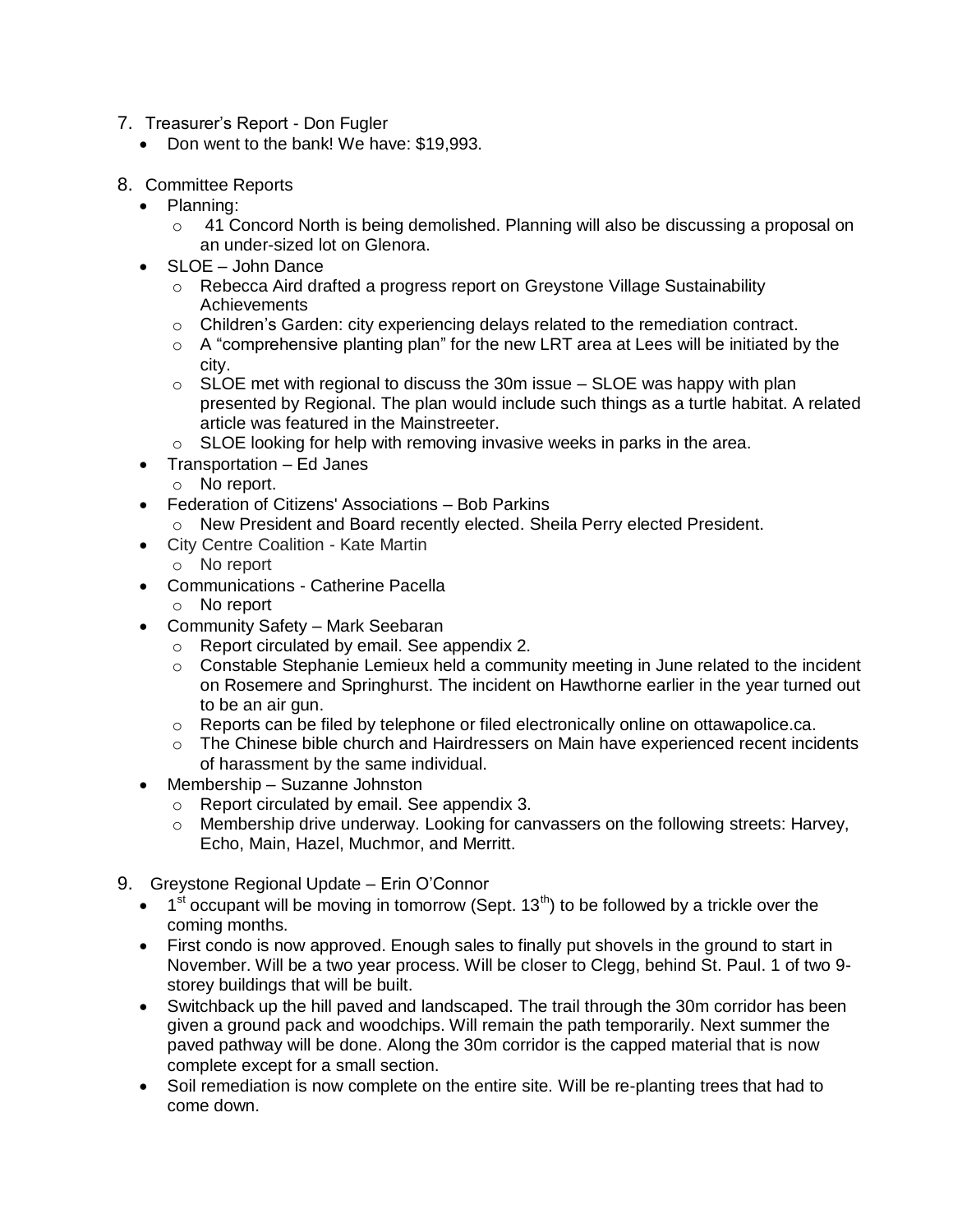7. Treasurer's Report - Don Fugler
   - Don went to the bank! We have: $19,993.

8. Committee Reports
   - Planning:
     - 41 Concord North is being demolished. Planning will also be discussing a proposal on an under-sized lot on Glenora.
   - SLOE – John Dance
     - Rebecca Aird drafted a progress report on Greystone Village Sustainability Achievements
     - Children's Garden: city experiencing delays related to the remediation contract.
     - A "comprehensive planting plan" for the new LRT area at Lees will be initiated by the city.
     - SLOE met with regional to discuss the 30m issue – SLOE was happy with plan presented by Regional. The plan would include such things as a turtle habitat. A related article was featured in the Mainstreeter.
     - SLOE looking for help with removing invasive weeks in parks in the area.
   - Transportation – Ed Janes
     - No report.
   - Federation of Citizens' Associations – Bob Parkins
     - New President and Board recently elected. Sheila Perry elected President.
   - City Centre Coalition - Kate Martin
     - No report
   - Communications - Catherine Pacella
     - No report
   - Community Safety – Mark Seebaran
     - Report circulated by email. See appendix 2.
     - Constable Stephanie Lemieux held a community meeting in June related to the incident on Rosemere and Springhurst. The incident on Hawthorne earlier in the year turned out to be an air gun.
     - Reports can be filed by telephone or filed electronically online on ottawapolice.ca.
     - The Chinese bible church and Hairdressers on Main have experienced recent incidents of harassment by the same individual.
   - Membership – Suzanne Johnston
     - Report circulated by email. See appendix 3.
     - Membership drive underway. Looking for canvassers on the following streets: Harvey, Echo, Main, Hazel, Muchmor, and Merritt.

9. Greystone Regional Update – Erin O'Connor
   - 1st occupant will be moving in tomorrow (Sept. 13th) to be followed by a trickle over the coming months.
   - First condo is now approved. Enough sales to finally put shovels in the ground to start in November. Will be a two year process. Will be closer to Clegg, behind St. Paul. 1 of two 9-storey buildings that will be built.
   - Switchback up the hill paved and landscaped. The trail through the 30m corridor has been given a ground pack and woodchips. Will remain the path temporarily. Next summer the paved pathway will be done. Along the 30m corridor is the capped material that is now complete except for a small section.
   - Soil remediation is now complete on the entire site. Will be re-planting trees that had to come down.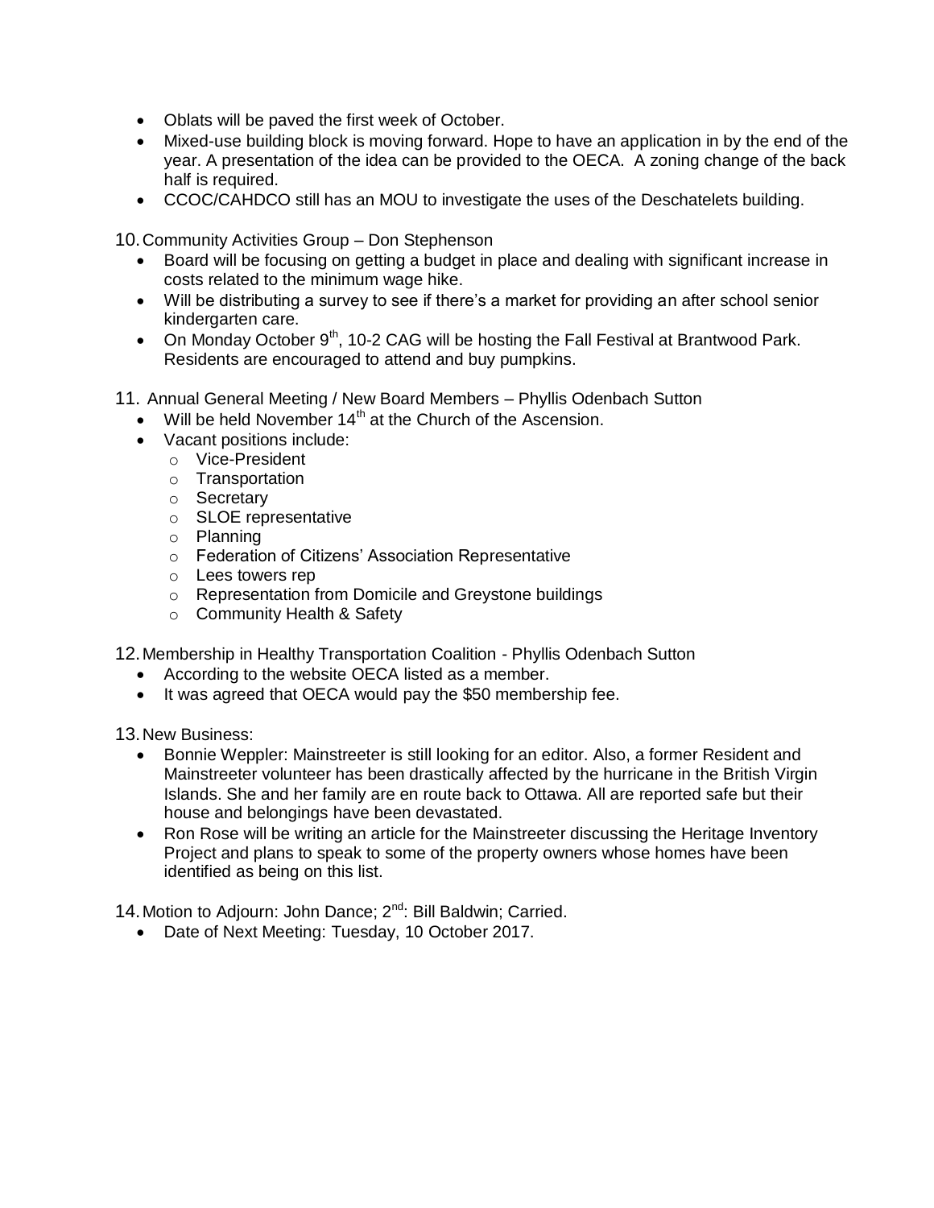- Oblats will be paved the first week of October.
- Mixed-use building block is moving forward. Hope to have an application in by the end of the year. A presentation of the idea can be provided to the OECA. A zoning change of the back half is required.
- CCOC/CAHDCO still has an MOU to investigate the uses of the Deschatelets building.

10. Community Activities Group – Don Stephenson
    - Board will be focusing on getting a budget in place and dealing with significant increase in costs related to the minimum wage hike.
    - Will be distributing a survey to see if there's a market for providing an after school senior kindergarten care.
    - On Monday October 9th, 10-2 CAG will be hosting the Fall Festival at Brantwood Park. Residents are encouraged to attend and buy pumpkins.

11. Annual General Meeting / New Board Members – Phyllis Odenbach Sutton
    - Will be held November 14th at the Church of the Ascension.
    - Vacant positions include:
        - Vice-President
        - Transportation
        - Secretary
        - SLOE representative
        - Planning
        - Federation of Citizens' Association Representative
        - Lees towers rep
        - Representation from Domicile and Greystone buildings
        - Community Health & Safety

12. Membership in Healthy Transportation Coalition - Phyllis Odenbach Sutton
    - According to the website OECA listed as a member.
    - It was agreed that OECA would pay the $50 membership fee.

13. New Business:
    - Bonnie Weppler: Mainstreeter is still looking for an editor. Also, a former Resident and Mainstreeter volunteer has been drastically affected by the hurricane in the British Virgin Islands. She and her family are en route back to Ottawa. All are reported safe but their house and belongings have been devastated.
    - Ron Rose will be writing an article for the Mainstreeter discussing the Heritage Inventory Project and plans to speak to some of the property owners whose homes have been identified as being on this list.

14. Motion to Adjourn: John Dance; 2nd: Bill Baldwin; Carried.
    - Date of Next Meeting: Tuesday, 10 October 2017.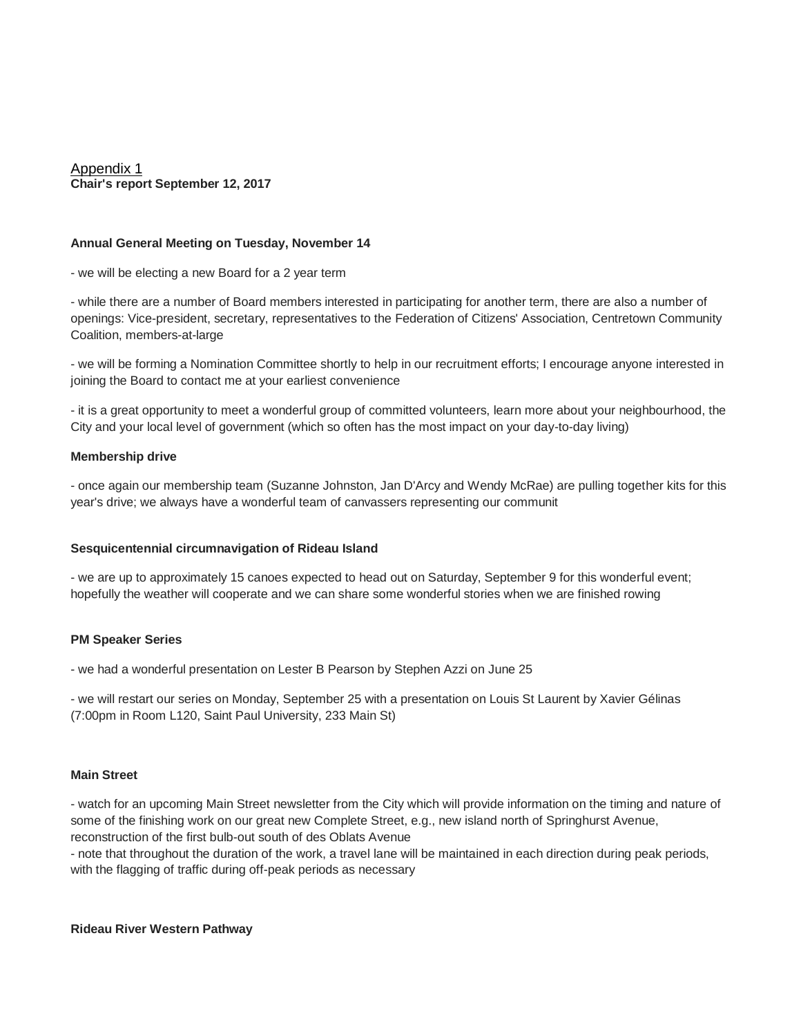Appendix 1
**Chair's report September 12, 2017**

**Annual General Meeting on Tuesday, November 14**

- we will be electing a new Board for a 2 year term

- while there are a number of Board members interested in participating for another term, there are also a number of openings: Vice-president, secretary, representatives to the Federation of Citizens' Association, Centretown Community Coalition, members-at-large

- we will be forming a Nomination Committee shortly to help in our recruitment efforts; I encourage anyone interested in joining the Board to contact me at your earliest convenience

- it is a great opportunity to meet a wonderful group of committed volunteers, learn more about your neighbourhood, the City and your local level of government (which so often has the most impact on your day-to-day living)

**Membership drive**

- once again our membership team (Suzanne Johnston, Jan D'Arcy and Wendy McRae) are pulling together kits for this year's drive; we always have a wonderful team of canvassers representing our communit

**Sesquicentennial circumnavigation of Rideau Island**

- we are up to approximately 15 canoes expected to head out on Saturday, September 9 for this wonderful event; hopefully the weather will cooperate and we can share some wonderful stories when we are finished rowing

**PM Speaker Series**

- we had a wonderful presentation on Lester B Pearson by Stephen Azzi on June 25

- we will restart our series on Monday, September 25 with a presentation on Louis St Laurent by Xavier Gélinas (7:00pm in Room L120, Saint Paul University, 233 Main St)

**Main Street**

- watch for an upcoming Main Street newsletter from the City which will provide information on the timing and nature of some of the finishing work on our great new Complete Street, e.g., new island north of Springhurst Avenue, reconstruction of the first bulb-out south of des Oblats Avenue
- note that throughout the duration of the work, a travel lane will be maintained in each direction during peak periods, with the flagging of traffic during off-peak periods as necessary

**Rideau River Western Pathway**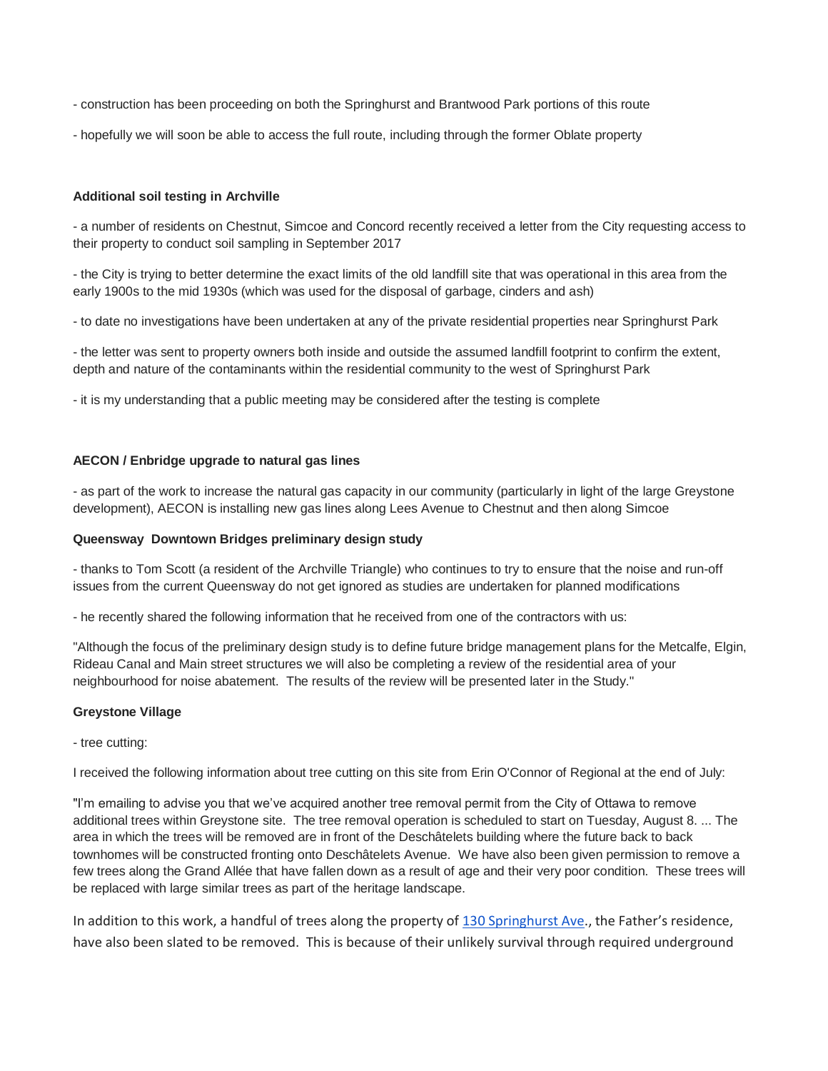- construction has been proceeding on both the Springhurst and Brantwood Park portions of this route

- hopefully we will soon be able to access the full route, including through the former Oblate property

**Additional soil testing in Archville**

- a number of residents on Chestnut, Simcoe and Concord recently received a letter from the City requesting access to their property to conduct soil sampling in September 2017

- the City is trying to better determine the exact limits of the old landfill site that was operational in this area from the early 1900s to the mid 1930s (which was used for the disposal of garbage, cinders and ash)

- to date no investigations have been undertaken at any of the private residential properties near Springhurst Park

- the letter was sent to property owners both inside and outside the assumed landfill footprint to confirm the extent, depth and nature of the contaminants within the residential community to the west of Springhurst Park

- it is my understanding that a public meeting may be considered after the testing is complete

**AECON / Enbridge upgrade to natural gas lines**

- as part of the work to increase the natural gas capacity in our community (particularly in light of the large Greystone development), AECON is installing new gas lines along Lees Avenue to Chestnut and then along Simcoe

**Queensway Downtown Bridges preliminary design study**

- thanks to Tom Scott (a resident of the Archville Triangle) who continues to try to ensure that the noise and run-off issues from the current Queensway do not get ignored as studies are undertaken for planned modifications

- he recently shared the following information that he received from one of the contractors with us:

"Although the focus of the preliminary design study is to define future bridge management plans for the Metcalfe, Elgin, Rideau Canal and Main street structures we will also be completing a review of the residential area of your neighbourhood for noise abatement. The results of the review will be presented later in the Study."

**Greystone Village**

- tree cutting:

I received the following information about tree cutting on this site from Erin O'Connor of Regional at the end of July:

"I'm emailing to advise you that we've acquired another tree removal permit from the City of Ottawa to remove additional trees within Greystone site. The tree removal operation is scheduled to start on Tuesday, August 8. ... The area in which the trees will be removed are in front of the Deschâtelets building where the future back to back townhomes will be constructed fronting onto Deschâtelets Avenue. We have also been given permission to remove a few trees along the Grand Allée that have fallen down as a result of age and their very poor condition. These trees will be replaced with large similar trees as part of the heritage landscape.

In addition to this work, a handful of trees along the property of 130 Springhurst Ave., the Father's residence, have also been slated to be removed. This is because of their unlikely survival through required underground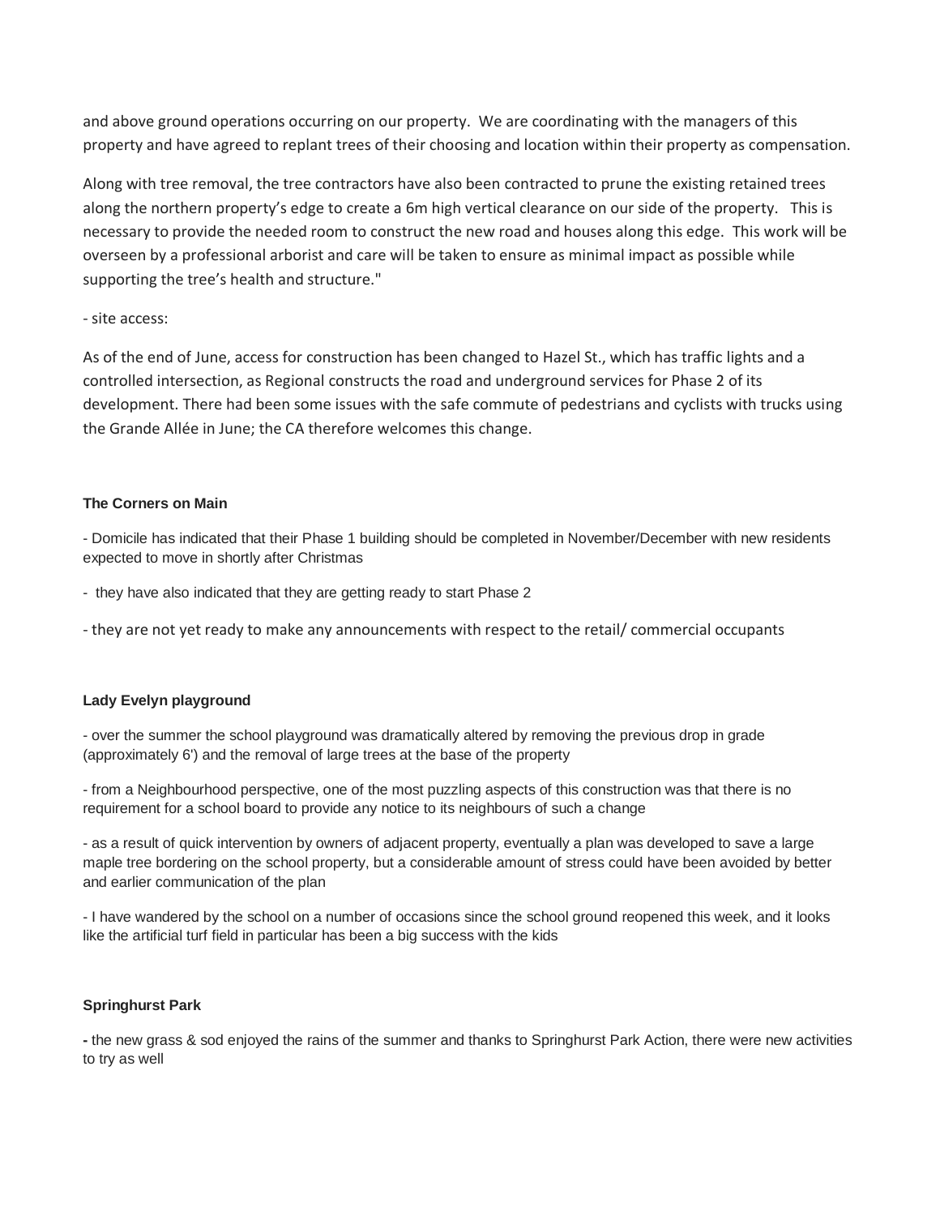and above ground operations occurring on our property. We are coordinating with the managers of this property and have agreed to replant trees of their choosing and location within their property as compensation.

Along with tree removal, the tree contractors have also been contracted to prune the existing retained trees along the northern property's edge to create a 6m high vertical clearance on our side of the property. This is necessary to provide the needed room to construct the new road and houses along this edge. This work will be overseen by a professional arborist and care will be taken to ensure as minimal impact as possible while supporting the tree's health and structure."

- site access:

As of the end of June, access for construction has been changed to Hazel St., which has traffic lights and a controlled intersection, as Regional constructs the road and underground services for Phase 2 of its development. There had been some issues with the safe commute of pedestrians and cyclists with trucks using the Grande Allée in June; the CA therefore welcomes this change.

**The Corners on Main**

- Domicile has indicated that their Phase 1 building should be completed in November/December with new residents expected to move in shortly after Christmas

- they have also indicated that they are getting ready to start Phase 2

- they are not yet ready to make any announcements with respect to the retail/ commercial occupants

**Lady Evelyn playground**

- over the summer the school playground was dramatically altered by removing the previous drop in grade (approximately 6') and the removal of large trees at the base of the property

- from a Neighbourhood perspective, one of the most puzzling aspects of this construction was that there is no requirement for a school board to provide any notice to its neighbours of such a change

- as a result of quick intervention by owners of adjacent property, eventually a plan was developed to save a large maple tree bordering on the school property, but a considerable amount of stress could have been avoided by better and earlier communication of the plan

- I have wandered by the school on a number of occasions since the school ground reopened this week, and it looks like the artificial turf field in particular has been a big success with the kids

**Springhurst Park**

- the new grass & sod enjoyed the rains of the summer and thanks to Springhurst Park Action, there were new activities to try as well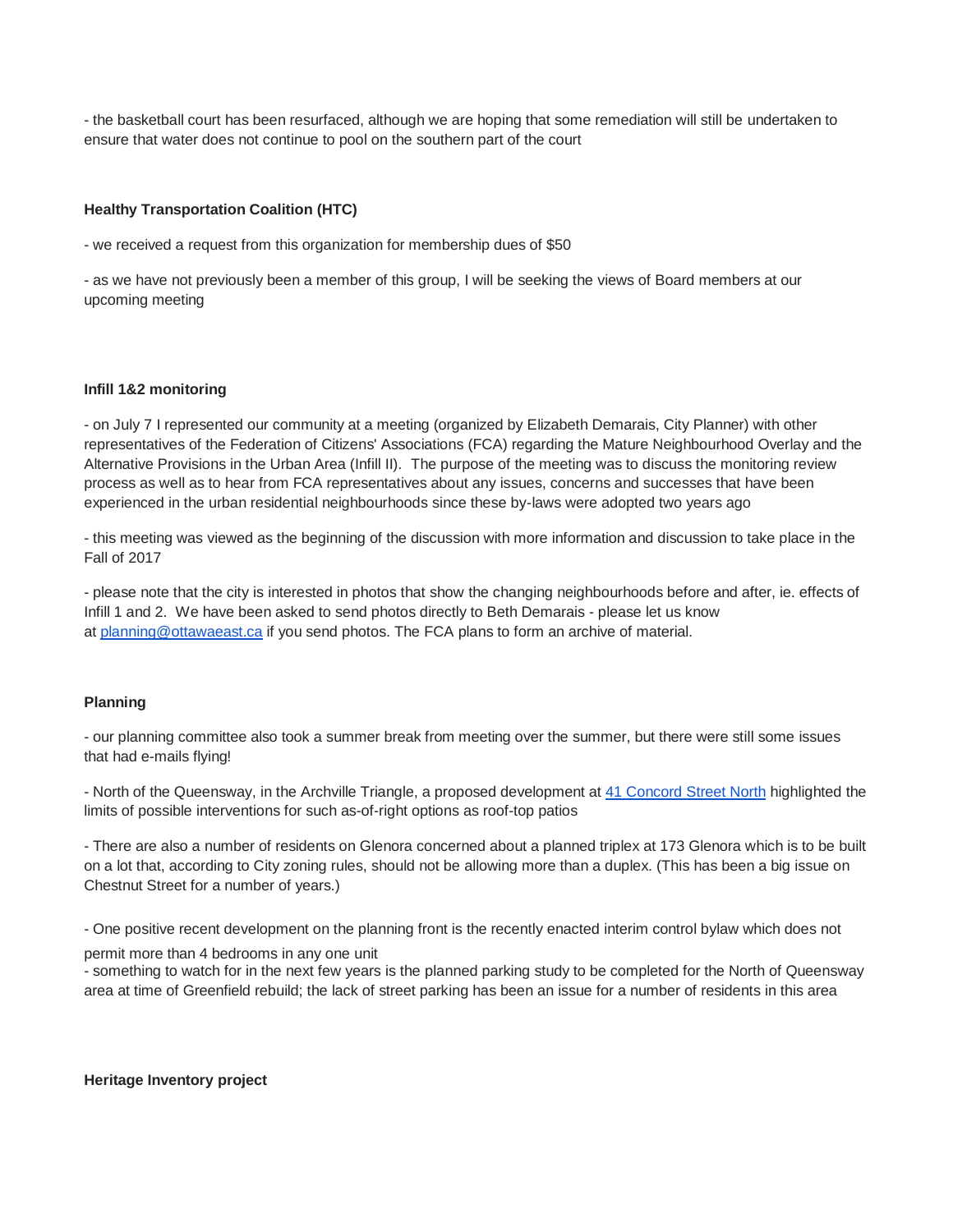- the basketball court has been resurfaced, although we are hoping that some remediation will still be undertaken to ensure that water does not continue to pool on the southern part of the court

**Healthy Transportation Coalition (HTC)**

- we received a request from this organization for membership dues of $50

- as we have not previously been a member of this group, I will be seeking the views of Board members at our upcoming meeting

**Infill 1&2 monitoring**

- on July 7 I represented our community at a meeting (organized by Elizabeth Demarais, City Planner) with other representatives of the Federation of Citizens' Associations (FCA) regarding the Mature Neighbourhood Overlay and the Alternative Provisions in the Urban Area (Infill II). The purpose of the meeting was to discuss the monitoring review process as well as to hear from FCA representatives about any issues, concerns and successes that have been experienced in the urban residential neighbourhoods since these by-laws were adopted two years ago

- this meeting was viewed as the beginning of the discussion with more information and discussion to take place in the Fall of 2017

- please note that the city is interested in photos that show the changing neighbourhoods before and after, ie. effects of Infill 1 and 2. We have been asked to send photos directly to Beth Demarais - please let us know at [planning@ottawaeast.ca](mailto:planning@ottawaeast.ca) if you send photos. The FCA plans to form an archive of material.

**Planning**

- our planning committee also took a summer break from meeting over the summer, but there were still some issues that had e-mails flying!

- North of the Queensway, in the Archville Triangle, a proposed development at [41 Concord Street North]() highlighted the limits of possible interventions for such as-of-right options as roof-top patios

- There are also a number of residents on Glenora concerned about a planned triplex at 173 Glenora which is to be built on a lot that, according to City zoning rules, should not be allowing more than a duplex. (This has been a big issue on Chestnut Street for a number of years.)

- One positive recent development on the planning front is the recently enacted interim control bylaw which does not permit more than 4 bedrooms in any one unit

- something to watch for in the next few years is the planned parking study to be completed for the North of Queensway area at time of Greenfield rebuild; the lack of street parking has been an issue for a number of residents in this area

**Heritage Inventory project**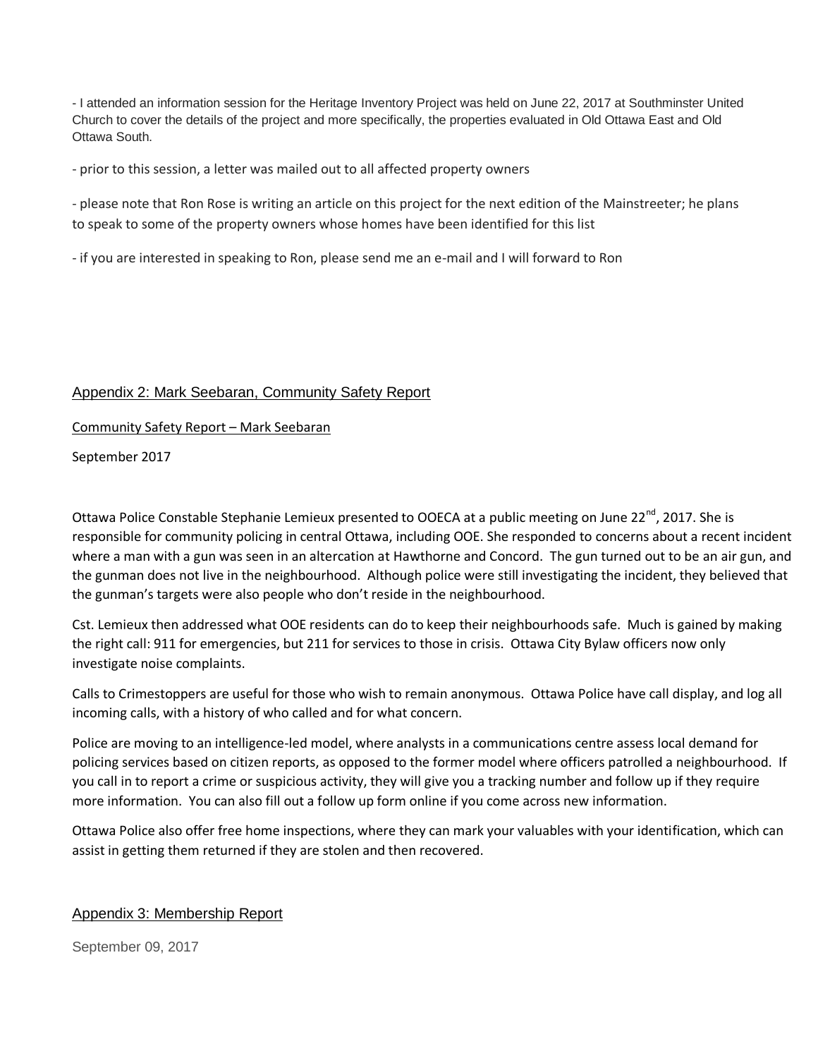- I attended an information session for the Heritage Inventory Project was held on June 22, 2017 at Southminster United Church to cover the details of the project and more specifically, the properties evaluated in Old Ottawa East and Old Ottawa South.

- prior to this session, a letter was mailed out to all affected property owners

- please note that Ron Rose is writing an article on this project for the next edition of the Mainstreeter; he plans to speak to some of the property owners whose homes have been identified for this list

- if you are interested in speaking to Ron, please send me an e-mail and I will forward to Ron

## Appendix 2: Mark Seebaran, Community Safety Report

Community Safety Report – Mark Seebaran

September 2017

Ottawa Police Constable Stephanie Lemieux presented to OOECA at a public meeting on June 22nd, 2017. She is responsible for community policing in central Ottawa, including OOE. She responded to concerns about a recent incident where a man with a gun was seen in an altercation at Hawthorne and Concord. The gun turned out to be an air gun, and the gunman does not live in the neighbourhood. Although police were still investigating the incident, they believed that the gunman's targets were also people who don't reside in the neighbourhood.

Cst. Lemieux then addressed what OOE residents can do to keep their neighbourhoods safe. Much is gained by making the right call: 911 for emergencies, but 211 for services to those in crisis. Ottawa City Bylaw officers now only investigate noise complaints.

Calls to Crimestoppers are useful for those who wish to remain anonymous. Ottawa Police have call display, and log all incoming calls, with a history of who called and for what concern.

Police are moving to an intelligence-led model, where analysts in a communications centre assess local demand for policing services based on citizen reports, as opposed to the former model where officers patrolled a neighbourhood. If you call in to report a crime or suspicious activity, they will give you a tracking number and follow up if they require more information. You can also fill out a follow up form online if you come across new information.

Ottawa Police also offer free home inspections, where they can mark your valuables with your identification, which can assist in getting them returned if they are stolen and then recovered.

## Appendix 3: Membership Report

September 09, 2017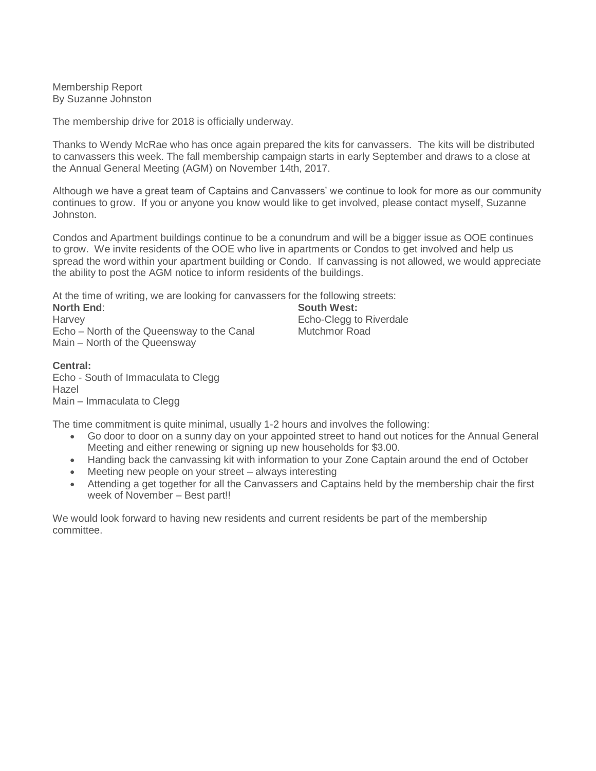Membership Report
By Suzanne Johnston

The membership drive for 2018 is officially underway.

Thanks to Wendy McRae who has once again prepared the kits for canvassers. The kits will be distributed to canvassers this week. The fall membership campaign starts in early September and draws to a close at the Annual General Meeting (AGM) on November 14th, 2017.

Although we have a great team of Captains and Canvassers' we continue to look for more as our community continues to grow. If you or anyone you know would like to get involved, please contact myself, Suzanne Johnston.

Condos and Apartment buildings continue to be a conundrum and will be a bigger issue as OOE continues to grow. We invite residents of the OOE who live in apartments or Condos to get involved and help us spread the word within your apartment building or Condo. If canvassing is not allowed, we would appreciate the ability to post the AGM notice to inform residents of the buildings.

At the time of writing, we are looking for canvassers for the following streets:

**North End**:
Harvey
Echo – North of the Queensway to the Canal
Main – North of the Queensway

**South West:**
Echo-Clegg to Riverdale
Mutchmor Road

**Central:**
Echo - South of Immaculata to Clegg
Hazel
Main – Immaculata to Clegg

The time commitment is quite minimal, usually 1-2 hours and involves the following:

- Go door to door on a sunny day on your appointed street to hand out notices for the Annual General Meeting and either renewing or signing up new households for $3.00.
- Handing back the canvassing kit with information to your Zone Captain around the end of October
- Meeting new people on your street – always interesting
- Attending a get together for all the Canvassers and Captains held by the membership chair the first week of November – Best part!!

We would look forward to having new residents and current residents be part of the membership committee.